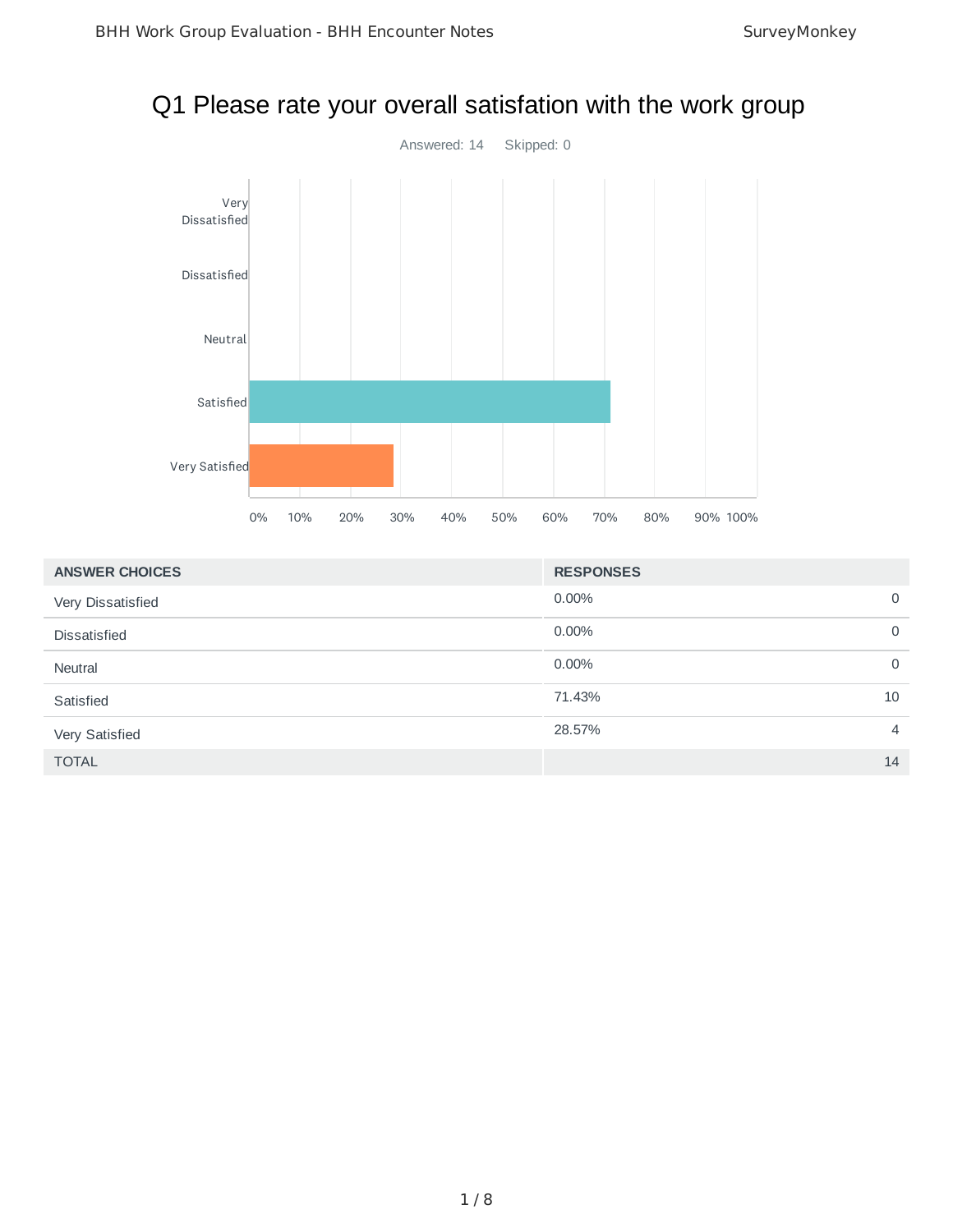# Q1 Please rate your overall satisfation with the work group

Answered: 14 Skipped: 0

| ANSWER CHOICES | RESPONSES | |
|---|---|---|
| Very Dissatisfied | 0.00% | 0 |
| Dissatisfied | 0.00% | 0 |
| Neutral | 0.00% | 0 |
| Satisfied | 71.43% | 10 |
| Very Satisfied | 28.57% | 4 |
| TOTAL | | 14 |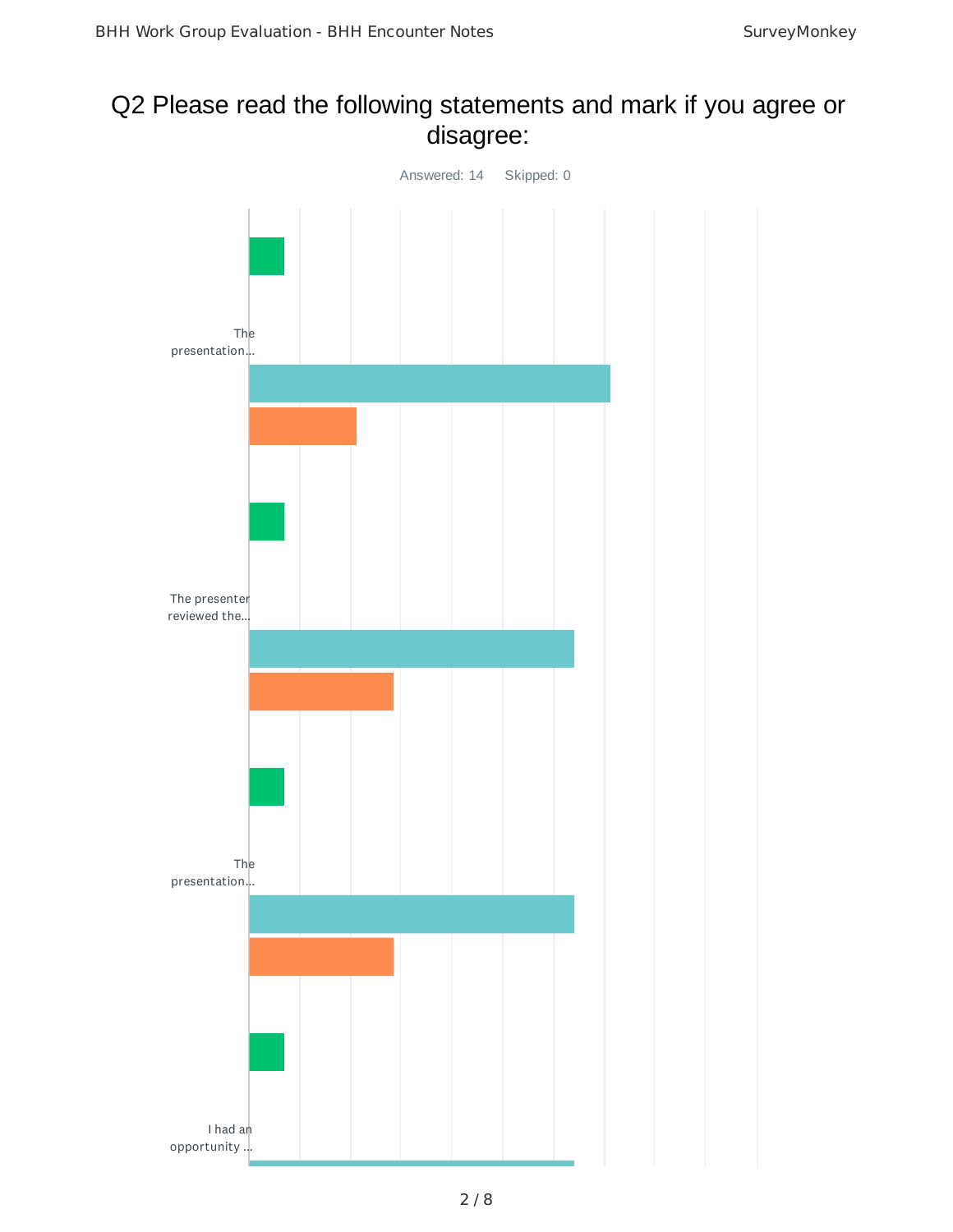# Q2 Please read the following statements and mark if you agree or disagree:

Answered: 14 Skipped: 0

The presentation...

The presenter reviewed the...

The presentation...

I had an opportunity ...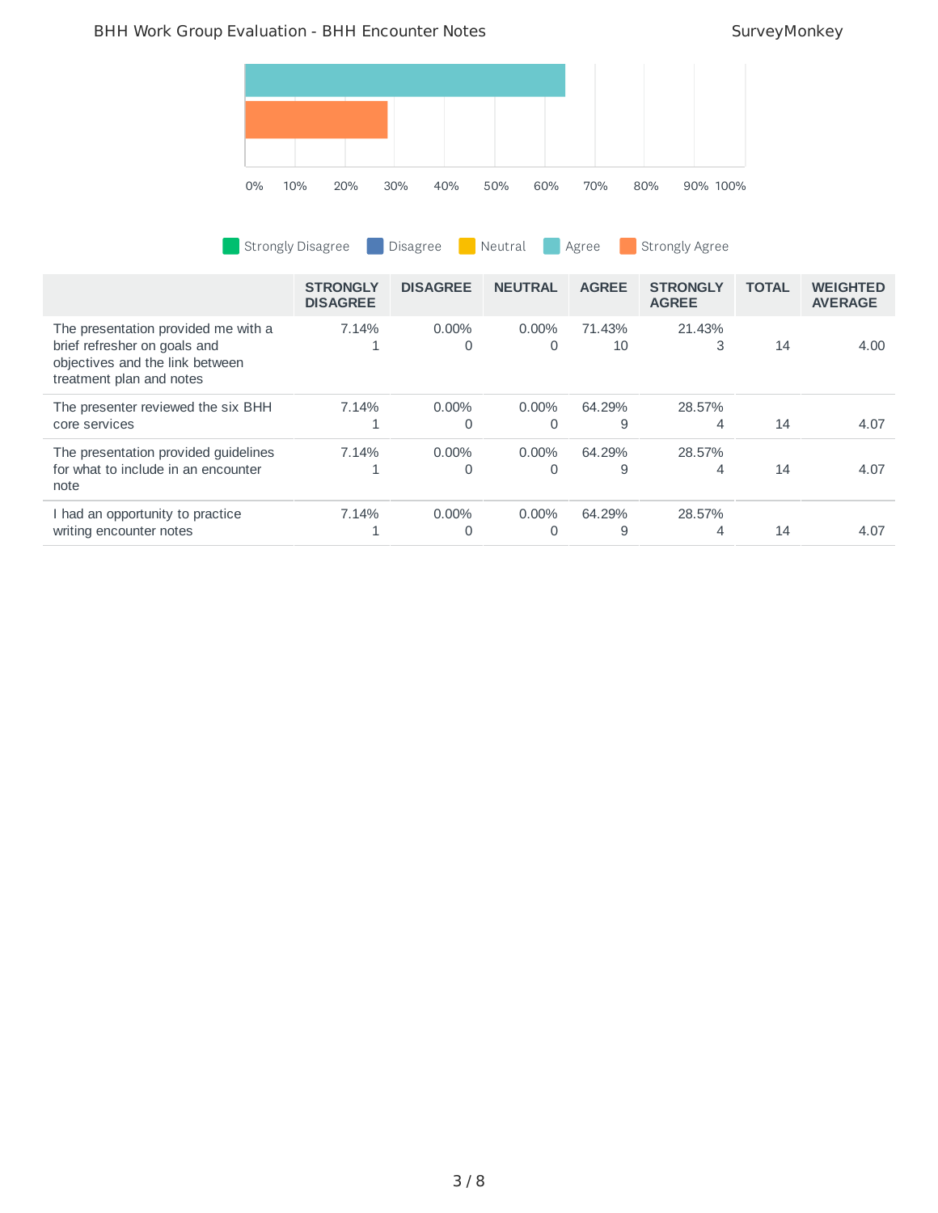0% 10% 20% 30% 40% 50% 60% 70% 80% 90% 100%

Strongly Disagree | Disagree | Neutral | Agree | Strongly Agree

| | STRONGLY DISAGREE | DISAGREE | NEUTRAL | AGREE | STRONGLY AGREE | TOTAL | WEIGHTED AVERAGE |
|---|---|---|---|---|---|---|---|
| The presentation provided me with a brief refresher on goals and objectives and the link between treatment plan and notes | 7.14%<br>1 | 0.00%<br>0 | 0.00%<br>0 | 71.43%<br>10 | 21.43%<br>3 | 14 | 4.00 |
| The presenter reviewed the six BHH core services | 7.14%<br>1 | 0.00%<br>0 | 0.00%<br>0 | 64.29%<br>9 | 28.57%<br>4 | 14 | 4.07 |
| The presentation provided guidelines for what to include in an encounter note | 7.14%<br>1 | 0.00%<br>0 | 0.00%<br>0 | 64.29%<br>9 | 28.57%<br>4 | 14 | 4.07 |
| I had an opportunity to practice writing encounter notes | 7.14%<br>1 | 0.00%<br>0 | 0.00%<br>0 | 64.29%<br>9 | 28.57%<br>4 | 14 | 4.07 |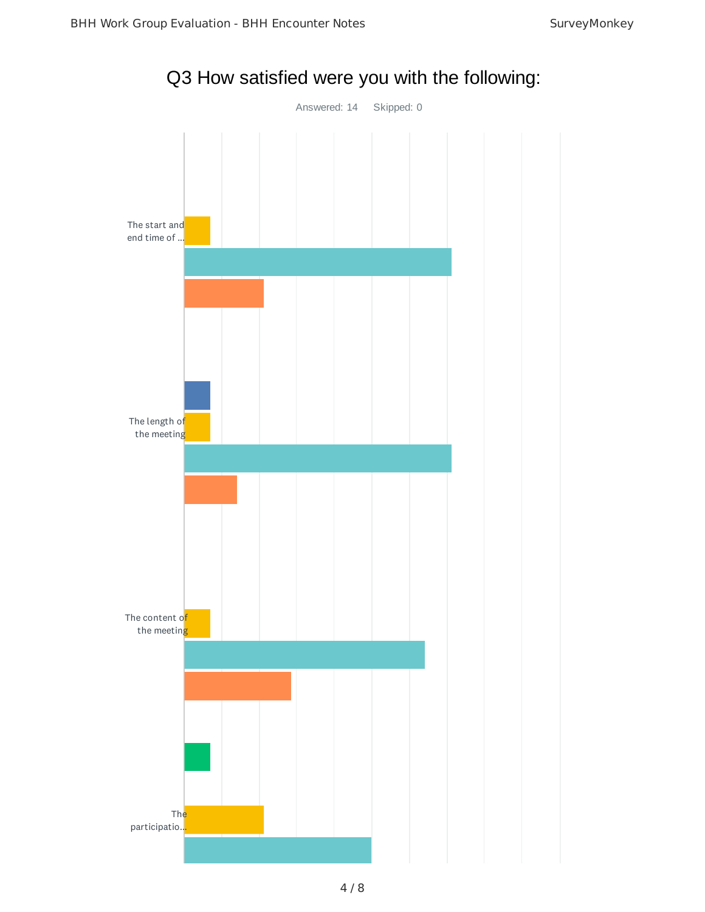# Q3 How satisfied were you with the following:

Answered: 14 Skipped: 0

The start and end time of ...

The length of the meeting

The content of the meeting

The participatio...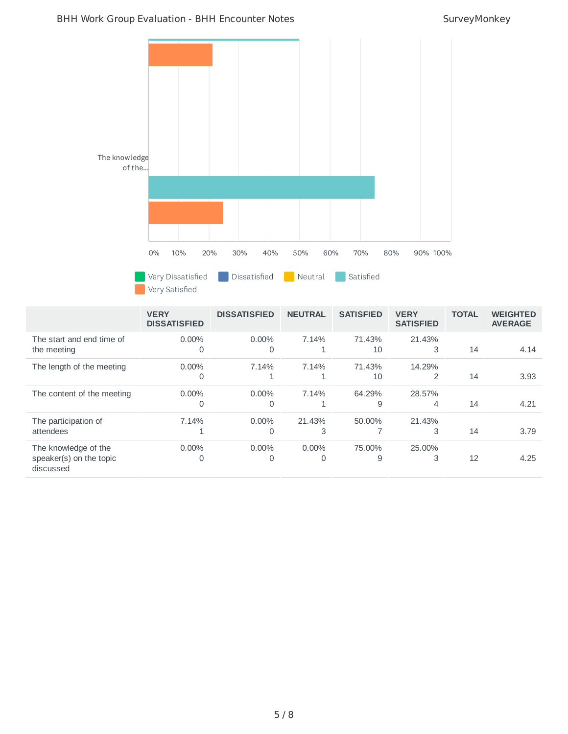| | VERY DISSATISFIED | DISSATISFIED | NEUTRAL | SATISFIED | VERY SATISFIED | TOTAL | WEIGHTED AVERAGE |
|---|---|---|---|---|---|---|---|
| The start and end time of the meeting | 0.00%<br>0 | 0.00%<br>0 | 7.14%<br>1 | 71.43%<br>10 | 21.43%<br>3 | 14 | 4.14 |
| The length of the meeting | 0.00%<br>0 | 7.14%<br>1 | 7.14%<br>1 | 71.43%<br>10 | 14.29%<br>2 | 14 | 3.93 |
| The content of the meeting | 0.00%<br>0 | 0.00%<br>0 | 7.14%<br>1 | 64.29%<br>9 | 28.57%<br>4 | 14 | 4.21 |
| The participation of attendees | 7.14%<br>1 | 0.00%<br>0 | 21.43%<br>3 | 50.00%<br>7 | 21.43%<br>3 | 14 | 3.79 |
| The knowledge of the speaker(s) on the topic discussed | 0.00%<br>0 | 0.00%<br>0 | 0.00%<br>0 | 75.00%<br>9 | 25.00%<br>3 | 12 | 4.25 |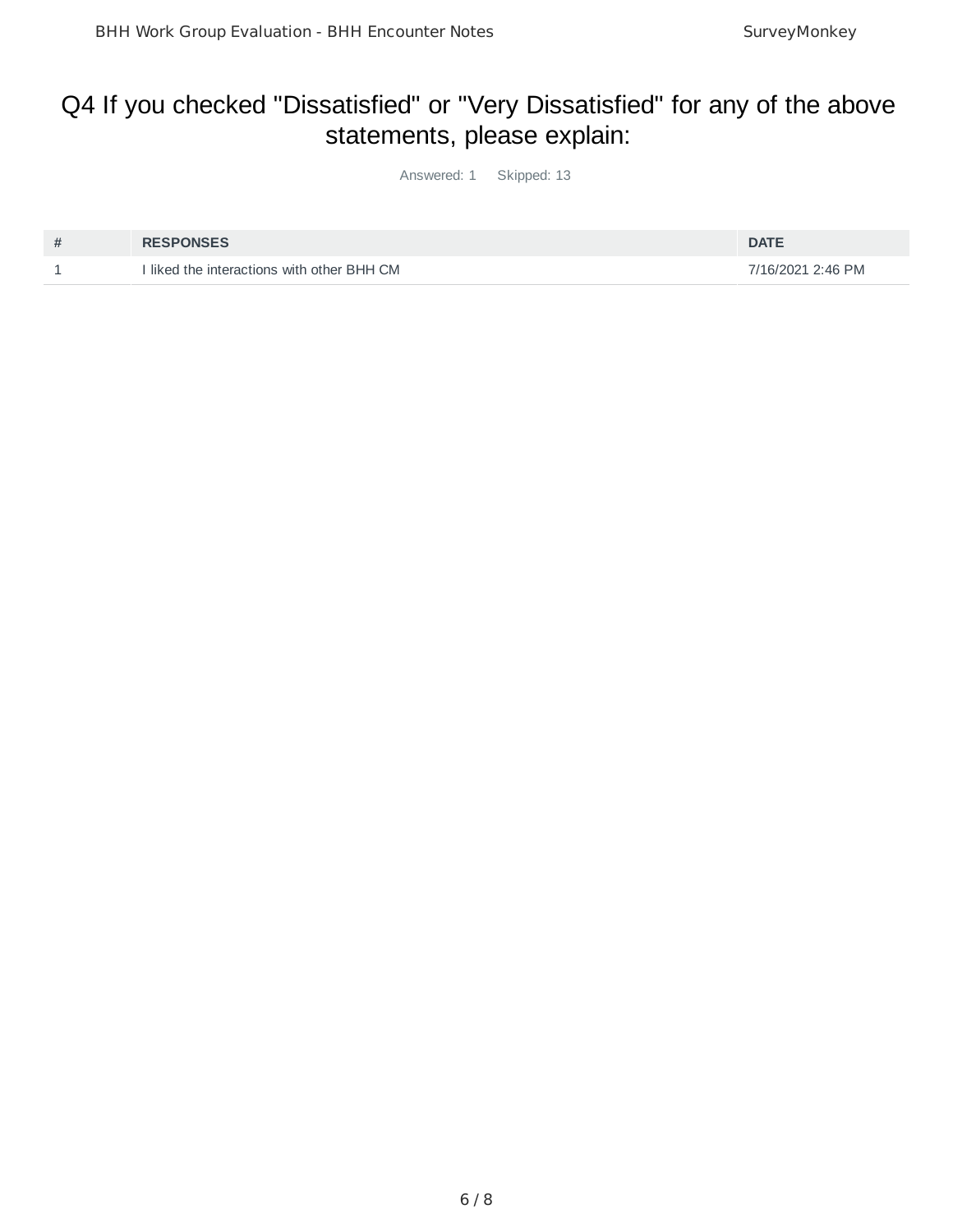# Q4 If you checked "Dissatisfied" or "Very Dissatisfied" for any of the above statements, please explain:

Answered: 1 Skipped: 13

| # | RESPONSES | DATE |
| --- | --- | --- |
| 1 | I liked the interactions with other BHH CM | 7/16/2021 2:46 PM |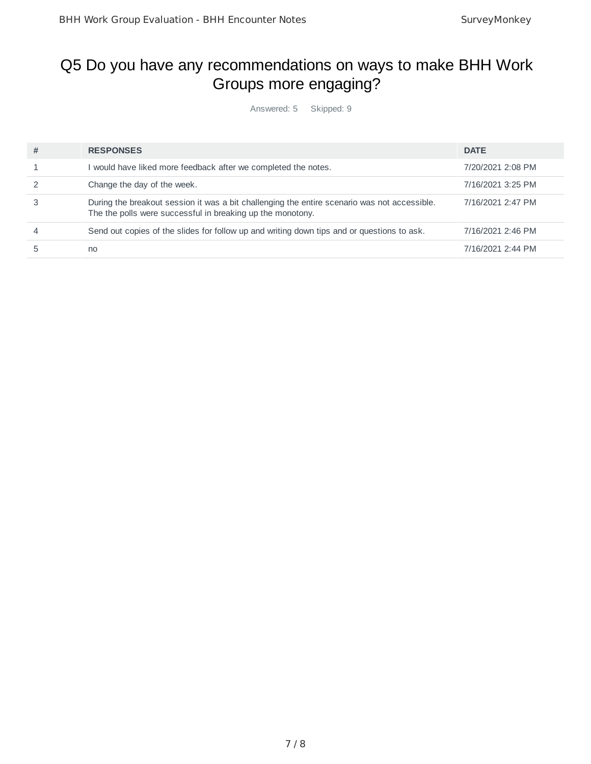# Q5 Do you have any recommendations on ways to make BHH Work Groups more engaging?

Answered: 5 Skipped: 9

| # | RESPONSES | DATE |
|---|---|---|
| 1 | I would have liked more feedback after we completed the notes. | 7/20/2021 2:08 PM |
| 2 | Change the day of the week. | 7/16/2021 3:25 PM |
| 3 | During the breakout session it was a bit challenging the entire scenario was not accessible. The the polls were successful in breaking up the monotony. | 7/16/2021 2:47 PM |
| 4 | Send out copies of the slides for follow up and writing down tips and or questions to ask. | 7/16/2021 2:46 PM |
| 5 | no | 7/16/2021 2:44 PM |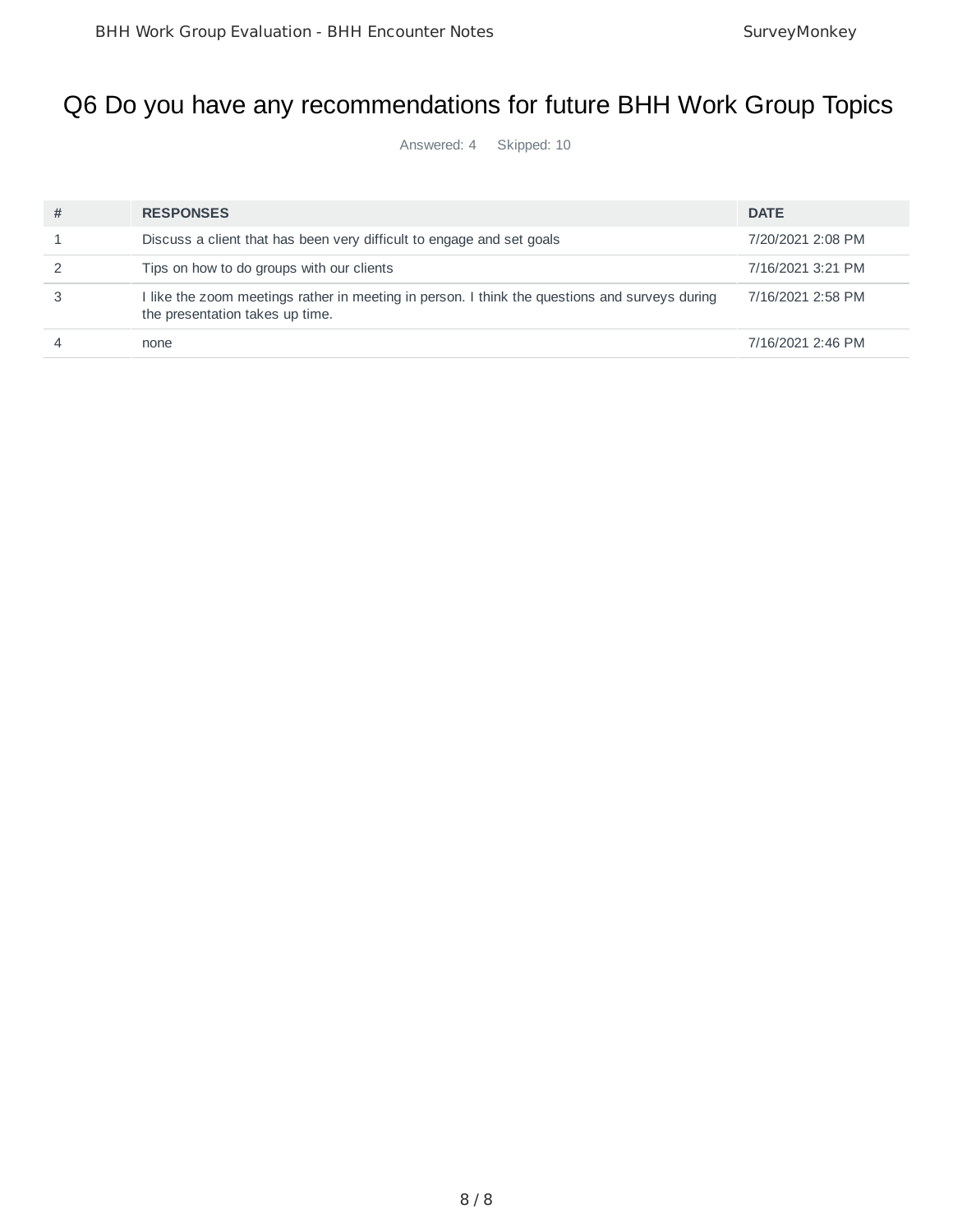# Q6 Do you have any recommendations for future BHH Work Group Topics

Answered: 4 Skipped: 10

| # | RESPONSES | DATE |
|---|---|---|
| 1 | Discuss a client that has been very difficult to engage and set goals | 7/20/2021 2:08 PM |
| 2 | Tips on how to do groups with our clients | 7/16/2021 3:21 PM |
| 3 | I like the zoom meetings rather in meeting in person. I think the questions and surveys during the presentation takes up time. | 7/16/2021 2:58 PM |
| 4 | none | 7/16/2021 2:46 PM |